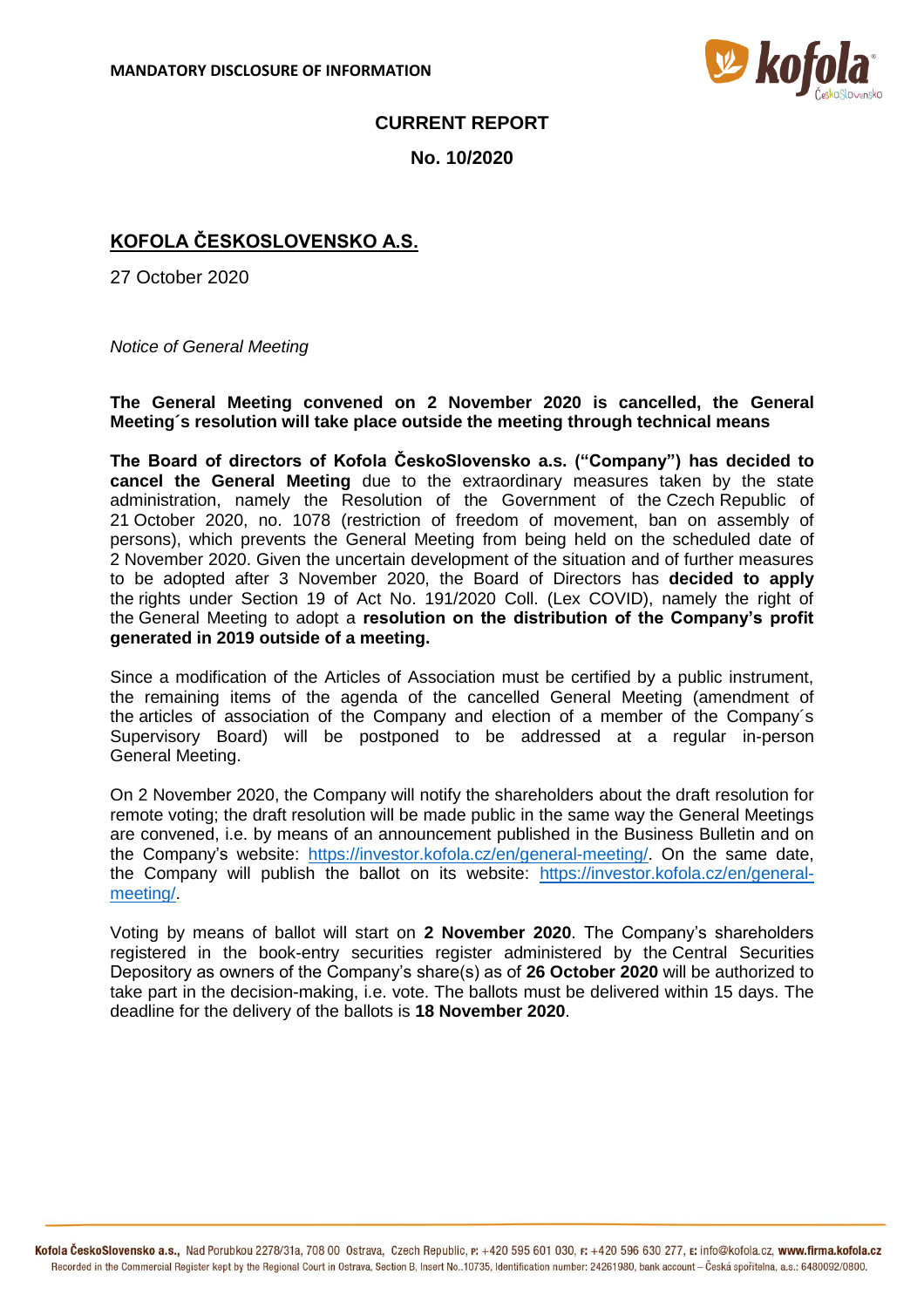**MANDATORY DISCLOSURE OF INFORMATION**

# CURRENT REPORT

## No. 10/2020

## KOFOLA ČESKOSLOVENSKO A.S.

27 October 2020

*Notice of General Meeting*

**The General Meeting convened on 2 November 2020 is cancelled, the General Meeting´s resolution will take place outside the meeting through technical means**

**The Board of directors of Kofola ČeskoSlovensko a.s. ("Company") has decided to cancel the General Meeting** due to the extraordinary measures taken by the state administration, namely the Resolution of the Government of the Czech Republic of 21 October 2020, no. 1078 (restriction of freedom of movement, ban on assembly of persons), which prevents the General Meeting from being held on the scheduled date of 2 November 2020. Given the uncertain development of the situation and of further measures to be adopted after 3 November 2020, the Board of Directors has **decided to apply** the rights under Section 19 of Act No. 191/2020 Coll. (Lex COVID), namely the right of the General Meeting to adopt a **resolution on the distribution of the Company's profit generated in 2019 outside of a meeting.**

Since a modification of the Articles of Association must be certified by a public instrument, the remaining items of the agenda of the cancelled General Meeting (amendment of the articles of association of the Company and election of a member of the Company´s Supervisory Board) will be postponed to be addressed at a regular in-person General Meeting.

On 2 November 2020, the Company will notify the shareholders about the draft resolution for remote voting; the draft resolution will be made public in the same way the General Meetings are convened, i.e. by means of an announcement published in the Business Bulletin and on the Company's website: [https://investor.kofola.cz/en/general-meeting/](https://investor.kofola.cz/en/general-meeting/). On the same date, the Company will publish the ballot on its website: [https://investor.kofola.cz/en/general-meeting/](https://investor.kofola.cz/en/general-meeting/).

Voting by means of ballot will start on **2 November 2020**. The Company's shareholders registered in the book-entry securities register administered by the Central Securities Depository as owners of the Company's share(s) as of **26 October 2020** will be authorized to take part in the decision-making, i.e. vote. The ballots must be delivered within 15 days. The deadline for the delivery of the ballots is **18 November 2020**.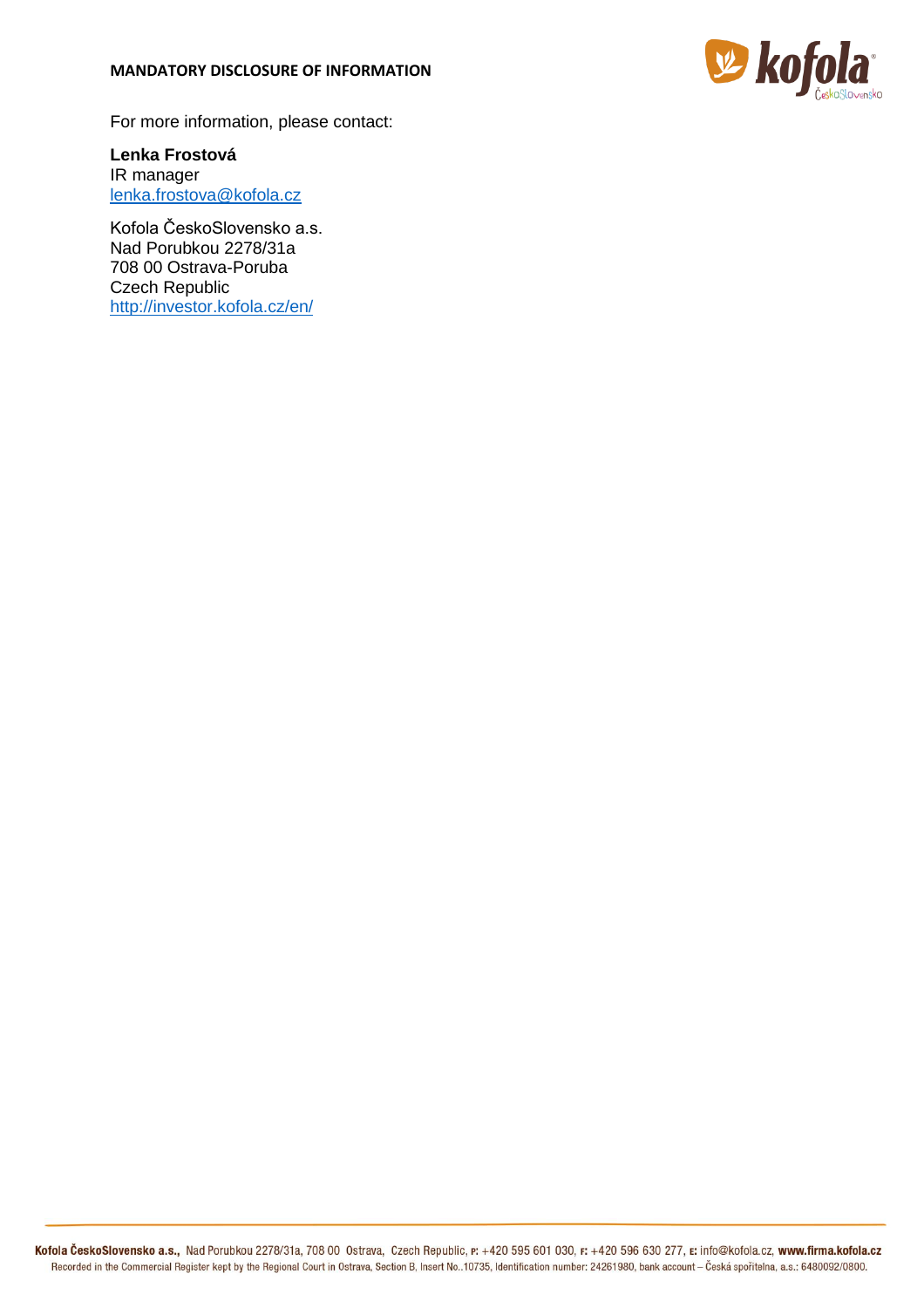For more information, please contact:

**Lenka Frostová**
IR manager
lenka.frostova@kofola.cz

Kofola ČeskoSlovensko a.s.
Nad Porubkou 2278/31a
708 00 Ostrava-Poruba
Czech Republic
http://investor.kofola.cz/en/